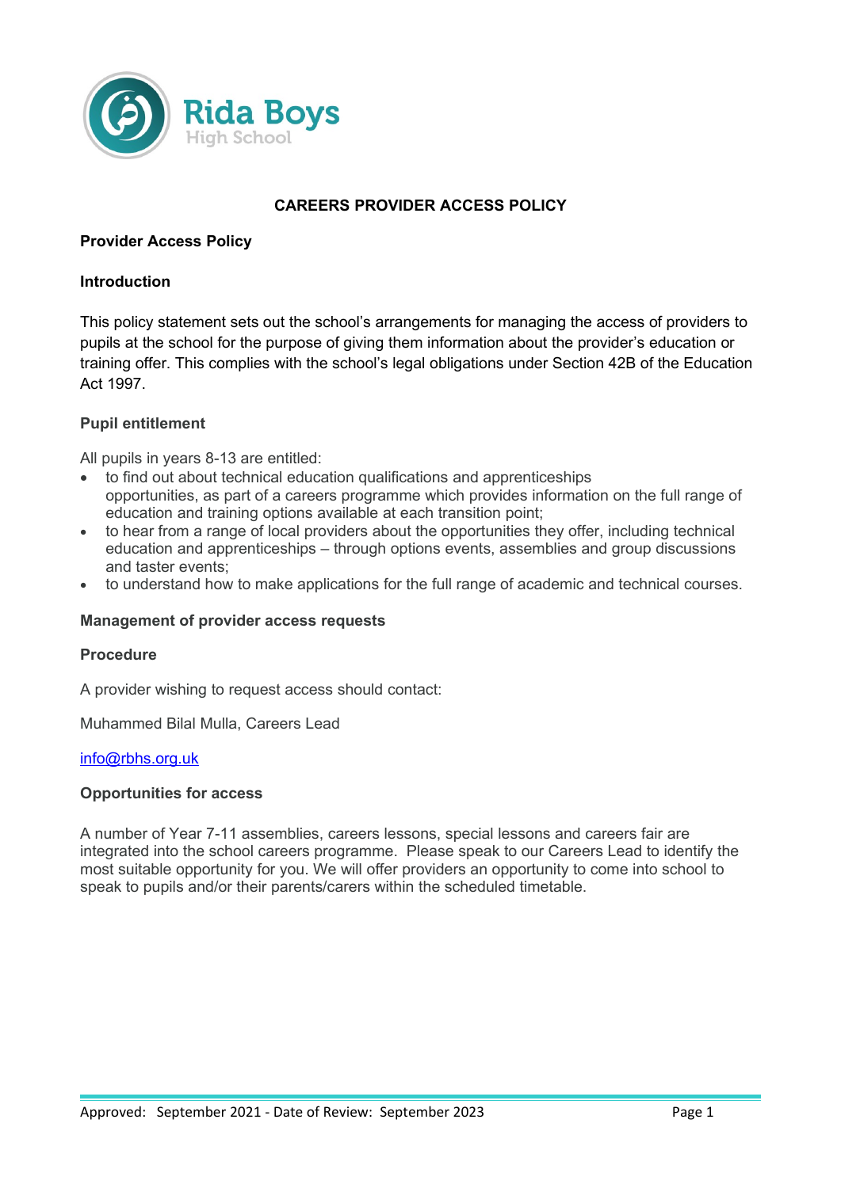Rida Boys High School

# CAREERS PROVIDER ACCESS POLICY

## Provider Access Policy

## Introduction

This policy statement sets out the school's arrangements for managing the access of providers to pupils at the school for the purpose of giving them information about the provider's education or training offer. This complies with the school's legal obligations under Section 42B of the Education Act 1997.

### Pupil entitlement

All pupils in years 8-13 are entitled:

- to find out about technical education qualifications and apprenticeships opportunities, as part of a careers programme which provides information on the full range of education and training options available at each transition point;
- to hear from a range of local providers about the opportunities they offer, including technical education and apprenticeships – through options events, assemblies and group discussions and taster events;
- to understand how to make applications for the full range of academic and technical courses.

### Management of provider access requests

### Procedure

A provider wishing to request access should contact:

Muhammed Bilal Mulla, Careers Lead

info@rbhs.org.uk

### Opportunities for access

A number of Year 7-11 assemblies, careers lessons, special lessons and careers fair are integrated into the school careers programme. Please speak to our Careers Lead to identify the most suitable opportunity for you. We will offer providers an opportunity to come into school to speak to pupils and/or their parents/carers within the scheduled timetable.

Approved: September 2021 - Date of Review: September 2023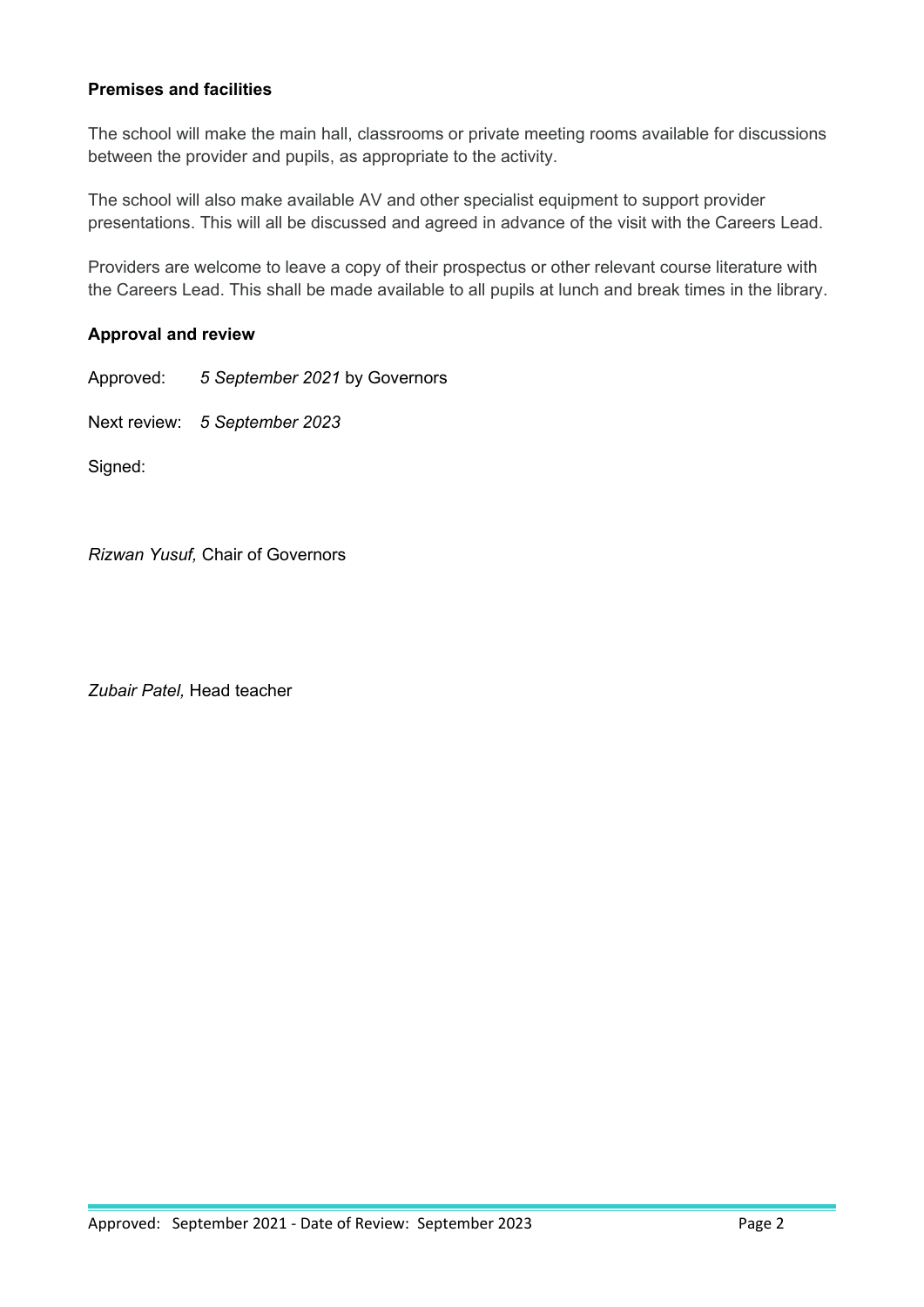**Premises and facilities**

The school will make the main hall, classrooms or private meeting rooms available for discussions between the provider and pupils, as appropriate to the activity.

The school will also make available AV and other specialist equipment to support provider presentations. This will all be discussed and agreed in advance of the visit with the Careers Lead.

Providers are welcome to leave a copy of their prospectus or other relevant course literature with the Careers Lead. This shall be made available to all pupils at lunch and break times in the library.

**Approval and review**

Approved: *5 September 2021* by Governors

Next review: *5 September 2023*

Signed:

*Rizwan Yusuf,* Chair of Governors

*Zubair Patel,* Head teacher